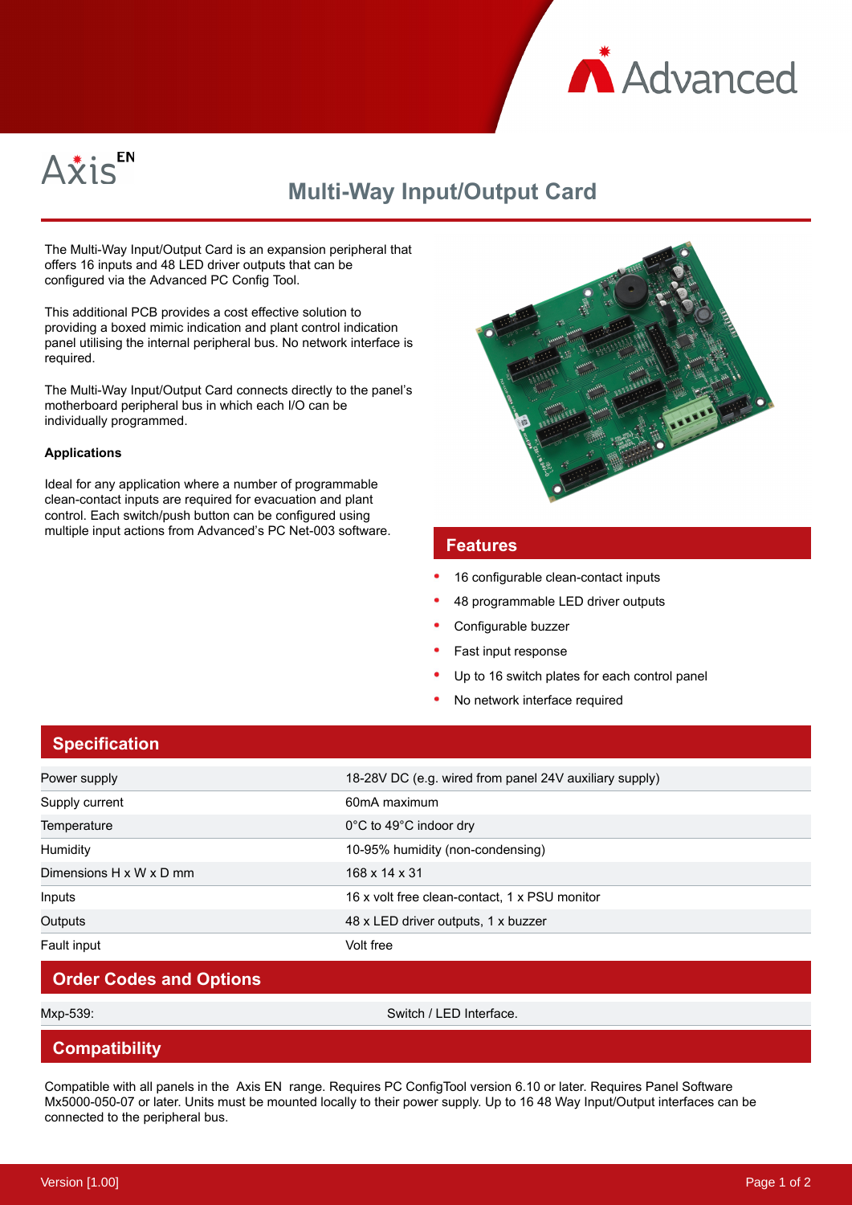Axis EN

# Multi-Way Input/Output Card

The Multi-Way Input/Output Card is an expansion peripheral that offers 16 inputs and 48 LED driver outputs that can be configured via the Advanced PC Config Tool.

This additional PCB provides a cost effective solution to providing a boxed mimic indication and plant control indication panel utilising the internal peripheral bus. No network interface is required.

The Multi-Way Input/Output Card connects directly to the panel's motherboard peripheral bus in which each I/O can be individually programmed.

**Applications**

Ideal for any application where a number of programmable clean-contact inputs are required for evacuation and plant control. Each switch/push button can be configured using multiple input actions from Advanced's PC Net-003 software.

## Features

- 16 configurable clean-contact inputs
- 48 programmable LED driver outputs
- Configurable buzzer
- Fast input response
- Up to 16 switch plates for each control panel
- No network interface required

## Specification

| | |
|---|---|
| Power supply | 18-28V DC (e.g. wired from panel 24V auxiliary supply) |
| Supply current | 60mA maximum |
| Temperature | 0°C to 49°C indoor dry |
| Humidity | 10-95% humidity (non-condensing) |
| Dimensions H x W x D mm | 168 x 14 x 31 |
| Inputs | 16 x volt free clean-contact, 1 x PSU monitor |
| Outputs | 48 x LED driver outputs, 1 x buzzer |
| Fault input | Volt free |

## Order Codes and Options

| | |
|---|---|
| Mxp-539: | Switch / LED Interface. |

## Compatibility

Compatible with all panels in the Axis EN range. Requires PC ConfigTool version 6.10 or later. Requires Panel Software Mx5000-050-07 or later. Units must be mounted locally to their power supply. Up to 16 48 Way Input/Output interfaces can be connected to the peripheral bus.

Version [1.00]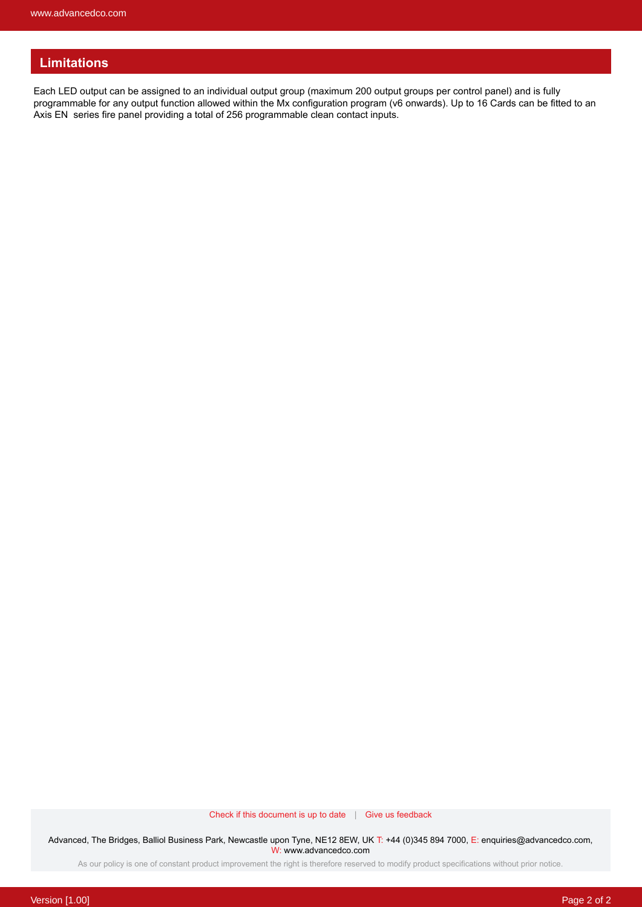## Limitations

Each LED output can be assigned to an individual output group (maximum 200 output groups per control panel) and is fully programmable for any output function allowed within the Mx configuration program (v6 onwards). Up to 16 Cards can be fitted to an Axis EN series fire panel providing a total of 256 programmable clean contact inputs.

Check if this document is up to date | Give us feedback

Advanced, The Bridges, Balliol Business Park, Newcastle upon Tyne, NE12 8EW, UK T: +44 (0)345 894 7000, E: enquiries@advancedco.com, W: www.advancedco.com

As our policy is one of constant product improvement the right is therefore reserved to modify product specifications without prior notice.

Version [1.00]